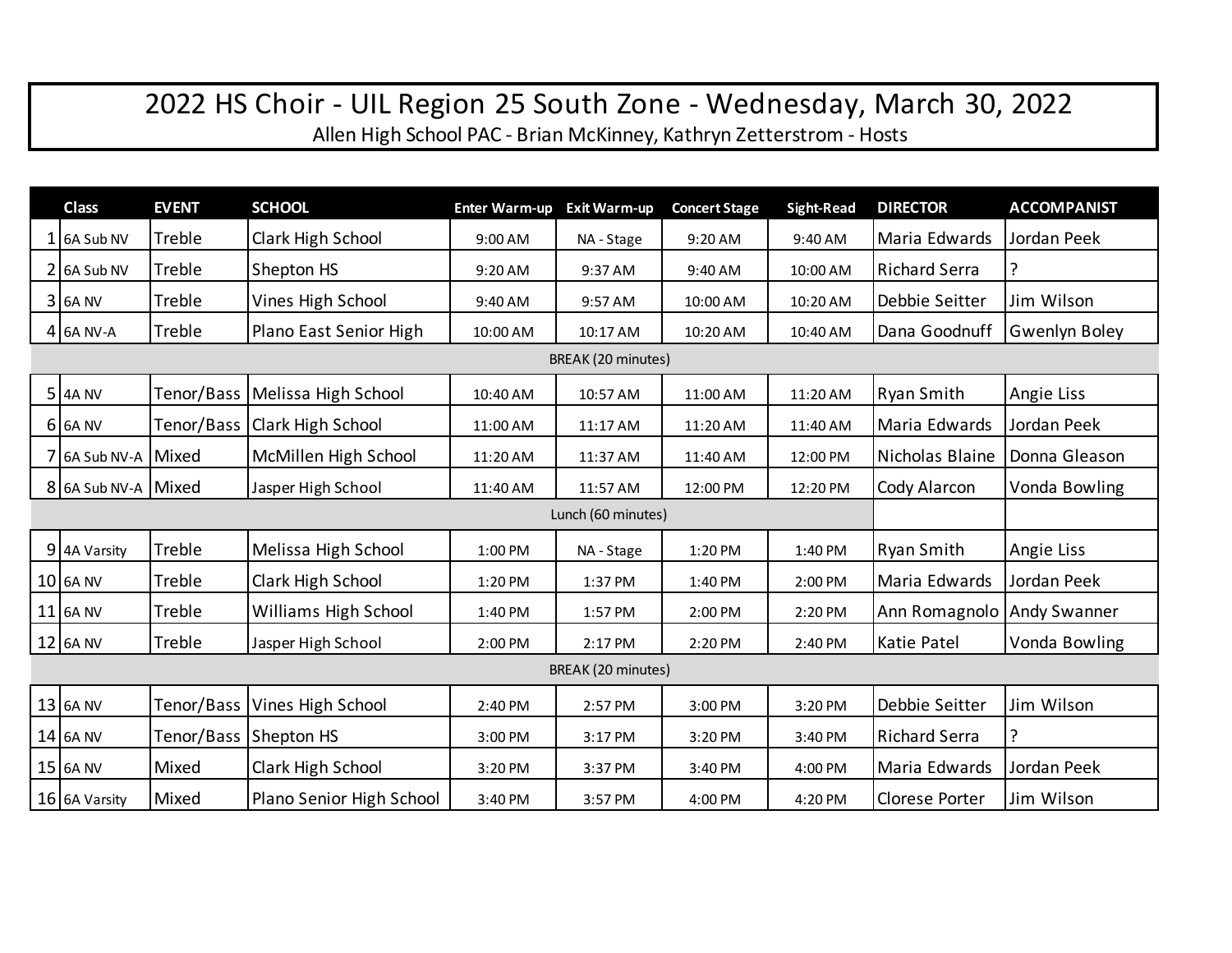# 2022 HS Choir - UIL Region 25 South Zone - Wednesday, March 30, 2022

Allen High School PAC - Brian McKinney, Kathryn Zetterstrom - Hosts

| | Class | EVENT | SCHOOL | Enter Warm-up | Exit Warm-up | Concert Stage | Sight-Read | DIRECTOR | ACCOMPANIST |
|---|---|---|---|---|---|---|---|---|---|
| 1 | 6A Sub NV | Treble | Clark High School | 9:00 AM | NA - Stage | 9:20 AM | 9:40 AM | Maria Edwards | Jordan Peek |
| 2 | 6A Sub NV | Treble | Shepton HS | 9:20 AM | 9:37 AM | 9:40 AM | 10:00 AM | Richard Serra | ? |
| 3 | 6A NV | Treble | Vines High School | 9:40 AM | 9:57 AM | 10:00 AM | 10:20 AM | Debbie Seitter | Jim Wilson |
| 4 | 6A NV-A | Treble | Plano East Senior High | 10:00 AM | 10:17 AM | 10:20 AM | 10:40 AM | Dana Goodnuff | Gwenlyn Boley |
| | | | | | BREAK (20 minutes) | | | | |
| 5 | 4A NV | Tenor/Bass | Melissa High School | 10:40 AM | 10:57 AM | 11:00 AM | 11:20 AM | Ryan Smith | Angie Liss |
| 6 | 6A NV | Tenor/Bass | Clark High School | 11:00 AM | 11:17 AM | 11:20 AM | 11:40 AM | Maria Edwards | Jordan Peek |
| 7 | 6A Sub NV-A | Mixed | McMillen High School | 11:20 AM | 11:37 AM | 11:40 AM | 12:00 PM | Nicholas Blaine | Donna Gleason |
| 8 | 6A Sub NV-A | Mixed | Jasper High School | 11:40 AM | 11:57 AM | 12:00 PM | 12:20 PM | Cody Alarcon | Vonda Bowling |
| | | | | | Lunch (60 minutes) | | | | |
| 9 | 4A Varsity | Treble | Melissa High School | 1:00 PM | NA - Stage | 1:20 PM | 1:40 PM | Ryan Smith | Angie Liss |
| 10 | 6A NV | Treble | Clark High School | 1:20 PM | 1:37 PM | 1:40 PM | 2:00 PM | Maria Edwards | Jordan Peek |
| 11 | 6A NV | Treble | Williams High School | 1:40 PM | 1:57 PM | 2:00 PM | 2:20 PM | Ann Romagnolo | Andy Swanner |
| 12 | 6A NV | Treble | Jasper High School | 2:00 PM | 2:17 PM | 2:20 PM | 2:40 PM | Katie Patel | Vonda Bowling |
| | | | | | BREAK (20 minutes) | | | | |
| 13 | 6A NV | Tenor/Bass | Vines High School | 2:40 PM | 2:57 PM | 3:00 PM | 3:20 PM | Debbie Seitter | Jim Wilson |
| 14 | 6A NV | Tenor/Bass | Shepton HS | 3:00 PM | 3:17 PM | 3:20 PM | 3:40 PM | Richard Serra | ? |
| 15 | 6A NV | Mixed | Clark High School | 3:20 PM | 3:37 PM | 3:40 PM | 4:00 PM | Maria Edwards | Jordan Peek |
| 16 | 6A Varsity | Mixed | Plano Senior High School | 3:40 PM | 3:57 PM | 4:00 PM | 4:20 PM | Clorese Porter | Jim Wilson |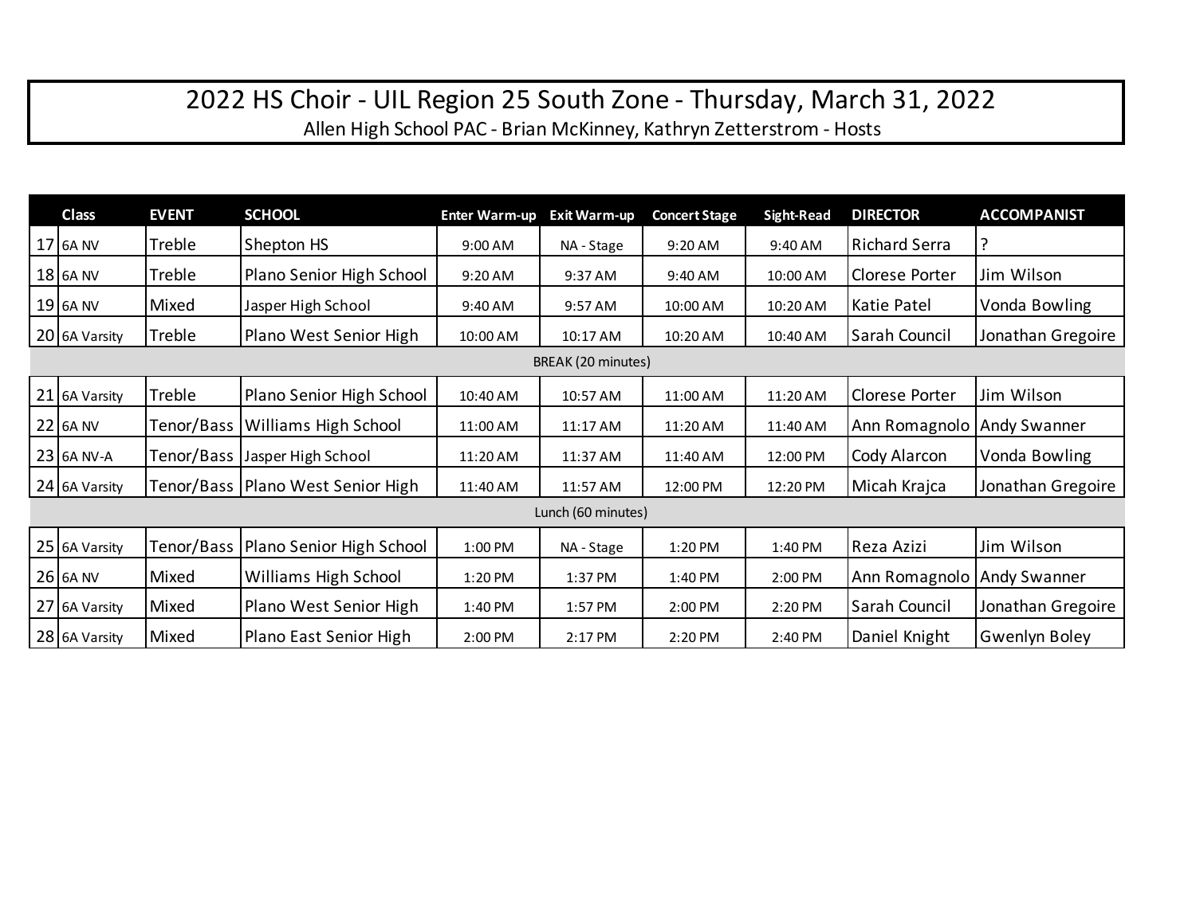# 2022 HS Choir - UIL Region 25 South Zone - Thursday, March 31, 2022

Allen High School PAC - Brian McKinney, Kathryn Zetterstrom - Hosts

| | Class | EVENT | SCHOOL | Enter Warm-up | Exit Warm-up | Concert Stage | Sight-Read | DIRECTOR | ACCOMPANIST |
|---|---|---|---|---|---|---|---|---|---|
| 17 | 6A NV | Treble | Shepton HS | 9:00 AM | NA - Stage | 9:20 AM | 9:40 AM | Richard Serra | ? |
| 18 | 6A NV | Treble | Plano Senior High School | 9:20 AM | 9:37 AM | 9:40 AM | 10:00 AM | Clorese Porter | Jim Wilson |
| 19 | 6A NV | Mixed | Jasper High School | 9:40 AM | 9:57 AM | 10:00 AM | 10:20 AM | Katie Patel | Vonda Bowling |
| 20 | 6A Varsity | Treble | Plano West Senior High | 10:00 AM | 10:17 AM | 10:20 AM | 10:40 AM | Sarah Council | Jonathan Gregoire |
| | | | | BREAK (20 minutes) | | | | | |
| 21 | 6A Varsity | Treble | Plano Senior High School | 10:40 AM | 10:57 AM | 11:00 AM | 11:20 AM | Clorese Porter | Jim Wilson |
| 22 | 6A NV | Tenor/Bass | Williams High School | 11:00 AM | 11:17 AM | 11:20 AM | 11:40 AM | Ann Romagnolo | Andy Swanner |
| 23 | 6A NV-A | Tenor/Bass | Jasper High School | 11:20 AM | 11:37 AM | 11:40 AM | 12:00 PM | Cody Alarcon | Vonda Bowling |
| 24 | 6A Varsity | Tenor/Bass | Plano West Senior High | 11:40 AM | 11:57 AM | 12:00 PM | 12:20 PM | Micah Krajca | Jonathan Gregoire |
| | | | | Lunch (60 minutes) | | | | | |
| 25 | 6A Varsity | Tenor/Bass | Plano Senior High School | 1:00 PM | NA - Stage | 1:20 PM | 1:40 PM | Reza Azizi | Jim Wilson |
| 26 | 6A NV | Mixed | Williams High School | 1:20 PM | 1:37 PM | 1:40 PM | 2:00 PM | Ann Romagnolo | Andy Swanner |
| 27 | 6A Varsity | Mixed | Plano West Senior High | 1:40 PM | 1:57 PM | 2:00 PM | 2:20 PM | Sarah Council | Jonathan Gregoire |
| 28 | 6A Varsity | Mixed | Plano East Senior High | 2:00 PM | 2:17 PM | 2:20 PM | 2:40 PM | Daniel Knight | Gwenlyn Boley |